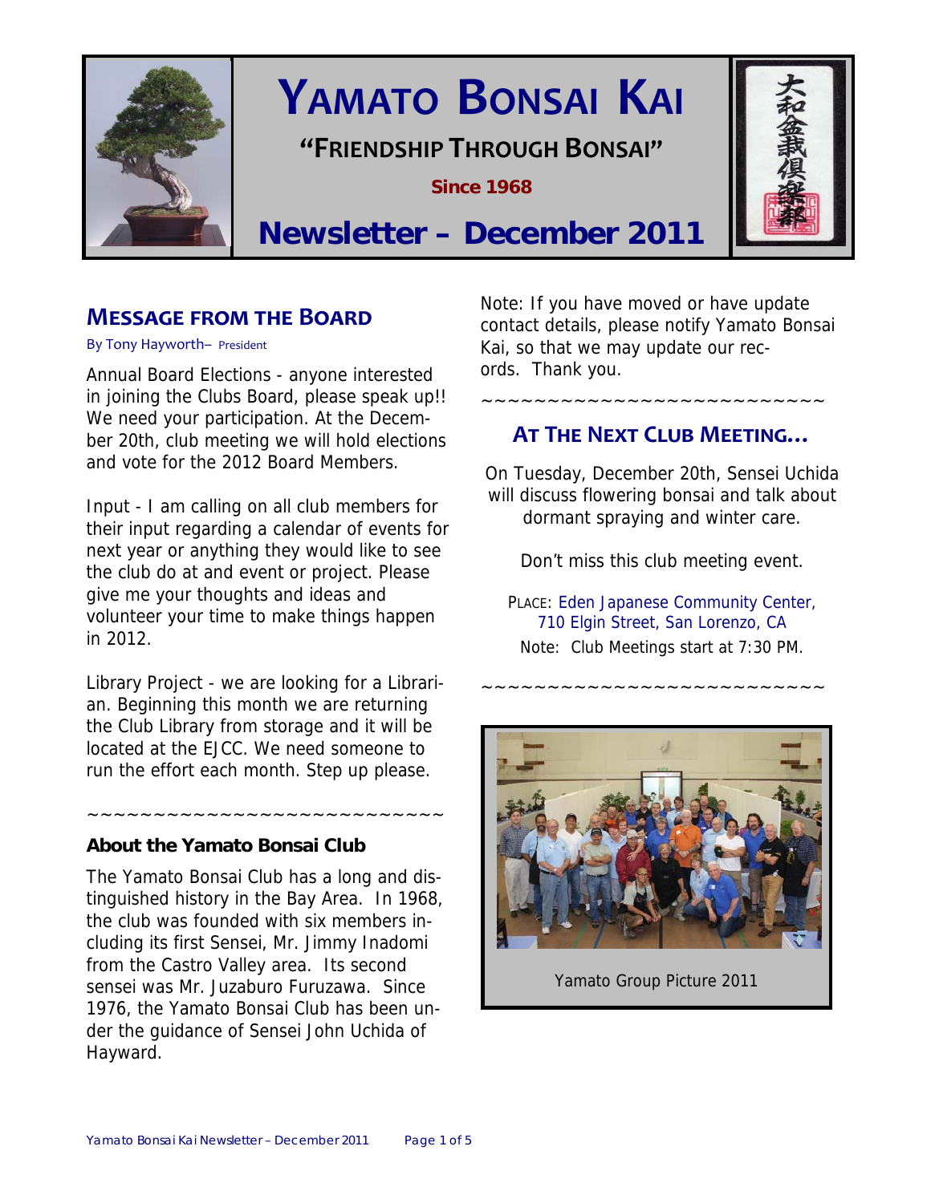# YAMATO BONSAI KAI

**"FRIENDSHIP THROUGH BONSAI"**

**Since 1968**

## Newsletter – December 2011

大和盆栽倶楽部

## MESSAGE FROM THE BOARD

By Tony Hayworth– President

Annual Board Elections - anyone interested in joining the Clubs Board, please speak up!! We need your participation. At the December 20th, club meeting we will hold elections and vote for the 2012 Board Members.

Input - I am calling on all club members for their input regarding a calendar of events for next year or anything they would like to see the club do at and event or project. Please give me your thoughts and ideas and volunteer your time to make things happen in 2012.

Library Project - we are looking for a Librarian. Beginning this month we are returning the Club Library from storage and it will be located at the EJCC. We need someone to run the effort each month. Step up please.

~~~~~~~~~~~~~~~~~~~~~~~~~~~

### About the Yamato Bonsai Club

The Yamato Bonsai Club has a long and distinguished history in the Bay Area. In 1968, the club was founded with six members including its first Sensei, Mr. Jimmy Inadomi from the Castro Valley area. Its second sensei was Mr. Juzaburo Furuzawa. Since 1976, the Yamato Bonsai Club has been under the guidance of Sensei John Uchida of Hayward.

Note: If you have moved or have update contact details, please notify Yamato Bonsai Kai, so that we may update our records. Thank you.

~~~~~~~~~~~~~~~~~~~~~~~~~~~

## AT THE NEXT CLUB MEETING…

On Tuesday, December 20th, Sensei Uchida will discuss flowering bonsai and talk about dormant spraying and winter care.

Don't miss this club meeting event.

PLACE: Eden Japanese Community Center, 710 Elgin Street, San Lorenzo, CA

Note: Club Meetings start at 7:30 PM.

~~~~~~~~~~~~~~~~~~~~~~~~~~~

Yamato Group Picture 2011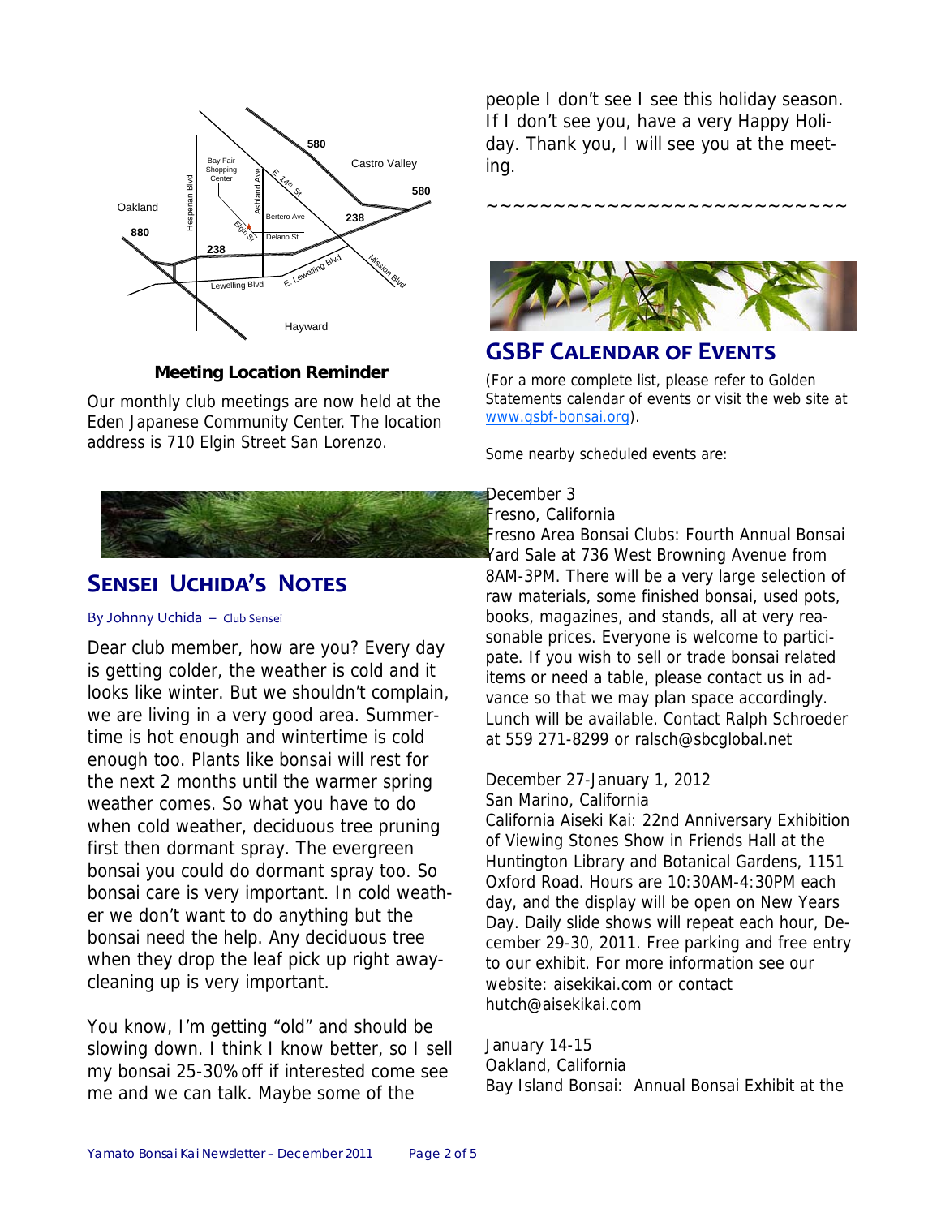**Meeting Location Reminder**

Our monthly club meetings are now held at the Eden Japanese Community Center. The location address is 710 Elgin Street San Lorenzo.

## SENSEI UCHIDA'S NOTES

By Johnny Uchida – Club Sensei

Dear club member, how are you? Every day is getting colder, the weather is cold and it looks like winter. But we shouldn't complain, we are living in a very good area. Summertime is hot enough and wintertime is cold enough too. Plants like bonsai will rest for the next 2 months until the warmer spring weather comes. So what you have to do when cold weather, deciduous tree pruning first then dormant spray. The evergreen bonsai you could do dormant spray too. So bonsai care is very important. In cold weather we don't want to do anything but the bonsai need the help. Any deciduous tree when they drop the leaf pick up right away- cleaning up is very important.

You know, I'm getting "old" and should be slowing down. I think I know better, so I sell my bonsai 25-30% off if interested come see me and we can talk. Maybe some of the people I don't see I see this holiday season. If I don't see you, have a very Happy Holiday. Thank you, I will see you at the meeting.

~~~~~~~~~~~~~~~~~~~~~~~~~~~

## GSBF CALENDAR OF EVENTS

(For a more complete list, please refer to Golden Statements calendar of events or visit the web site at www.gsbf-bonsai.org).

Some nearby scheduled events are:

December 3
Fresno, California
Fresno Area Bonsai Clubs: Fourth Annual Bonsai Yard Sale at 736 West Browning Avenue from 8AM-3PM. There will be a very large selection of raw materials, some finished bonsai, used pots, books, magazines, and stands, all at very reasonable prices. Everyone is welcome to participate. If you wish to sell or trade bonsai related items or need a table, please contact us in advance so that we may plan space accordingly. Lunch will be available. Contact Ralph Schroeder at 559 271-8299 or ralsch@sbcglobal.net

December 27-January 1, 2012
San Marino, California
California Aiseki Kai: 22nd Anniversary Exhibition of Viewing Stones Show in Friends Hall at the Huntington Library and Botanical Gardens, 1151 Oxford Road. Hours are 10:30AM-4:30PM each day, and the display will be open on New Years Day. Daily slide shows will repeat each hour, December 29-30, 2011. Free parking and free entry to our exhibit. For more information see our website: aisekikai.com or contact hutch@aisekikai.com

January 14-15
Oakland, California
Bay Island Bonsai: Annual Bonsai Exhibit at the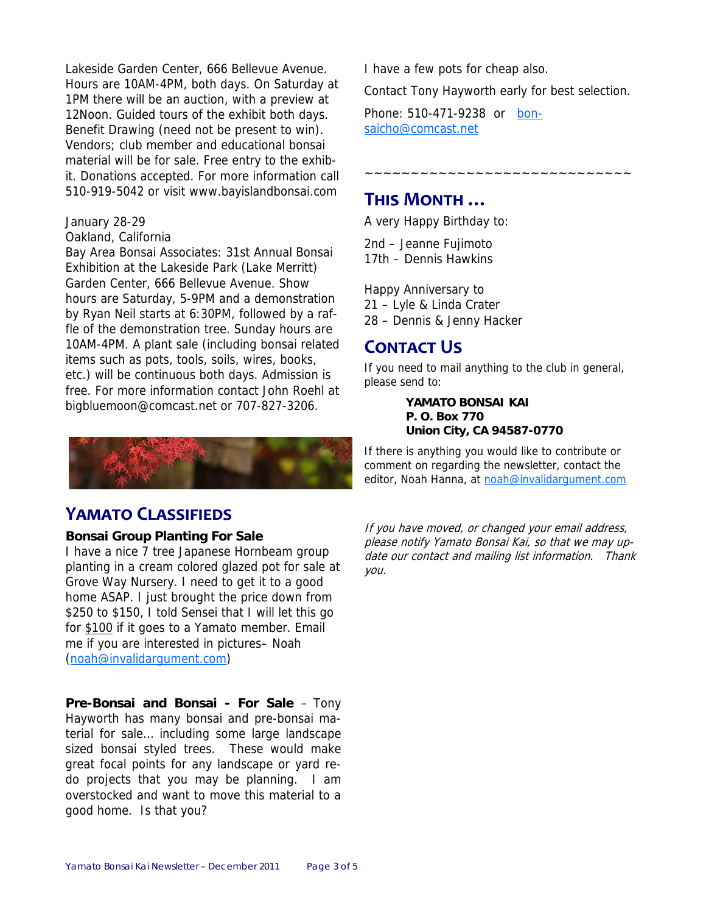Lakeside Garden Center, 666 Bellevue Avenue. Hours are 10AM-4PM, both days. On Saturday at 1PM there will be an auction, with a preview at 12Noon. Guided tours of the exhibit both days. Benefit Drawing (need not be present to win). Vendors; club member and educational bonsai material will be for sale. Free entry to the exhibit. Donations accepted. For more information call 510-919-5042 or visit www.bayislandbonsai.com

January 28-29
Oakland, California
Bay Area Bonsai Associates: 31st Annual Bonsai Exhibition at the Lakeside Park (Lake Merritt) Garden Center, 666 Bellevue Avenue. Show hours are Saturday, 5-9PM and a demonstration by Ryan Neil starts at 6:30PM, followed by a raffle of the demonstration tree. Sunday hours are 10AM-4PM. A plant sale (including bonsai related items such as pots, tools, soils, wires, books, etc.) will be continuous both days. Admission is free. For more information contact John Roehl at bigbluemoon@comcast.net or 707-827-3206.

## Yamato Classifieds

**Bonsai Group Planting For Sale**
I have a nice 7 tree Japanese Hornbeam group planting in a cream colored glazed pot for sale at Grove Way Nursery. I need to get it to a good home ASAP. I just brought the price down from $250 to $150, I told Sensei that I will let this go for $100 if it goes to a Yamato member. Email me if you are interested in pictures– Noah (noah@invalidargument.com)

**Pre-Bonsai and Bonsai - For Sale** – Tony Hayworth has many bonsai and pre-bonsai material for sale… including some large landscape sized bonsai styled trees. These would make great focal points for any landscape or yard redo projects that you may be planning. I am overstocked and want to move this material to a good home. Is that you?

I have a few pots for cheap also.

Contact Tony Hayworth early for best selection.

Phone: 510-471-9238 or bonsaicho@comcast.net

~~~~~~~~~~~~~~~~~~~~~~~~~~~~~~

## This Month …

A very Happy Birthday to:

2nd – Jeanne Fujimoto
17th – Dennis Hawkins

Happy Anniversary to
21 – Lyle & Linda Crater
28 – Dennis & Jenny Hacker

## Contact Us

If you need to mail anything to the club in general, please send to:

**YAMATO BONSAI KAI**
**P. O. Box 770**
**Union City, CA 94587-0770**

If there is anything you would like to contribute or comment on regarding the newsletter, contact the editor, Noah Hanna, at noah@invalidargument.com

*If you have moved, or changed your email address, please notify Yamato Bonsai Kai, so that we may update our contact and mailing list information. Thank you.*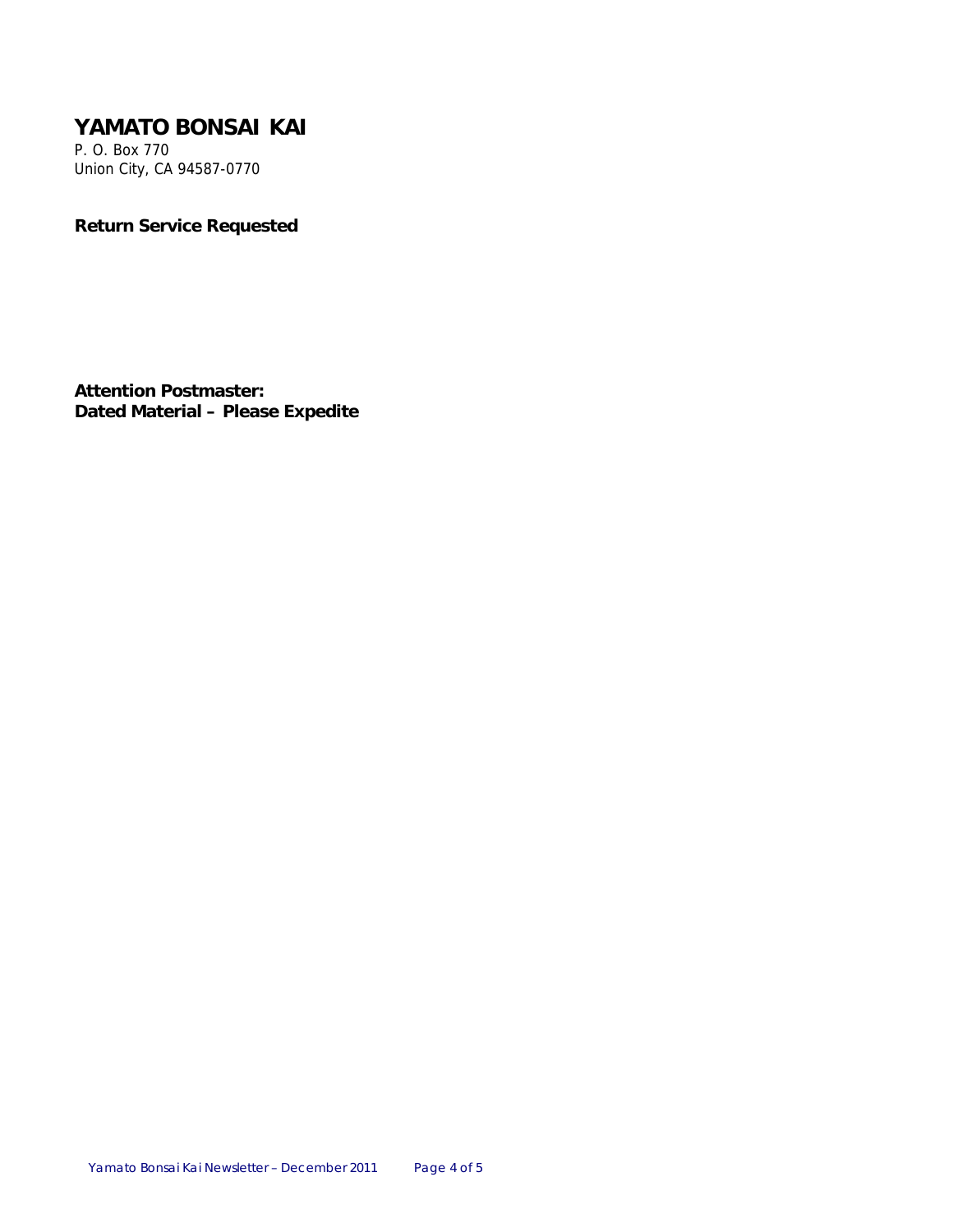**YAMATO BONSAI KAI**

P. O. Box 770
Union City, CA 94587-0770

**Return Service Requested**

**Attention Postmaster:**
**Dated Material – Please Expedite**